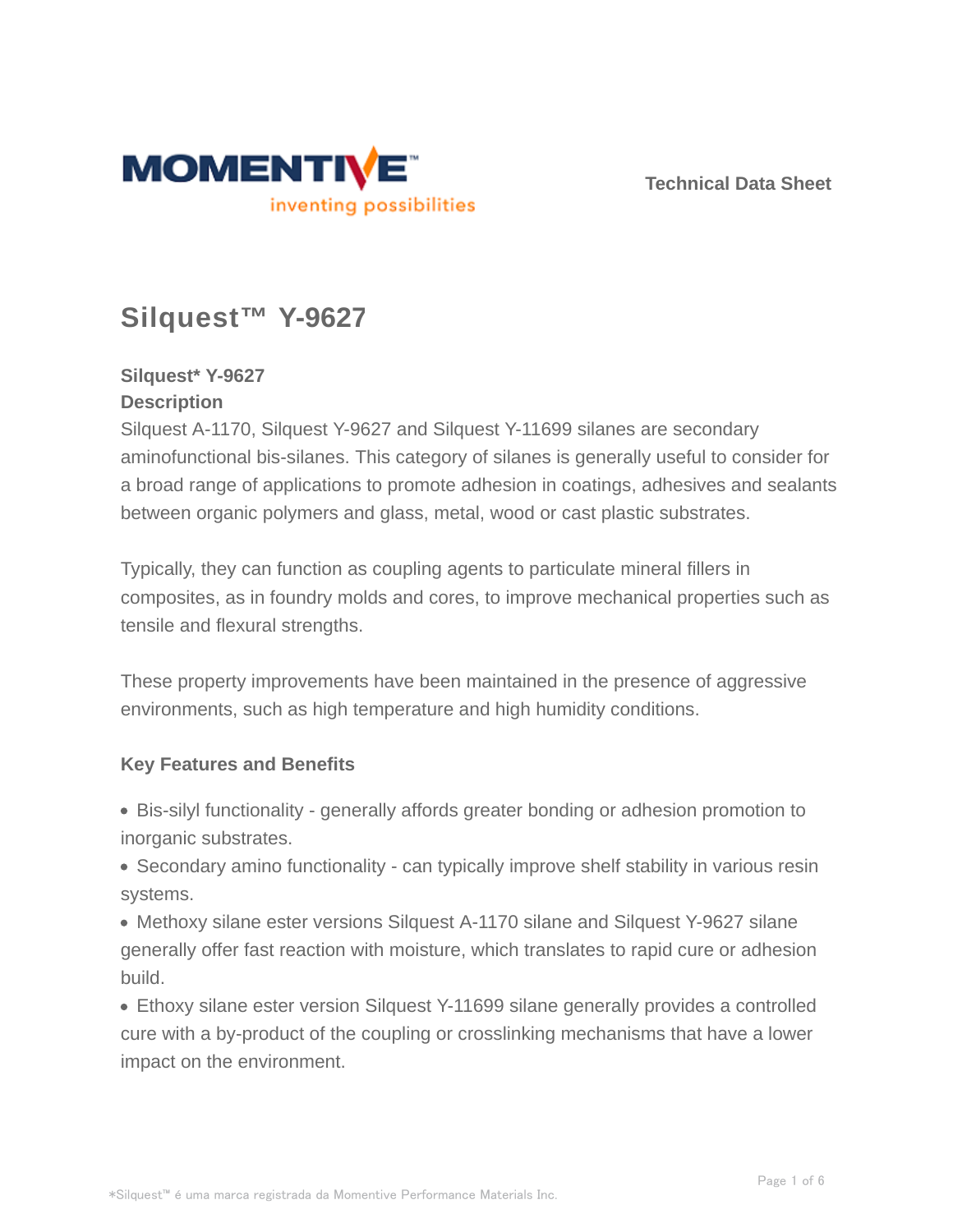Technical Data Sheet

# Silquest™ Y-9627

**Silquest* Y-9627**

**Description**

Silquest A-1170, Silquest Y-9627 and Silquest Y-11699 silanes are secondary aminofunctional bis-silanes. This category of silanes is generally useful to consider for a broad range of applications to promote adhesion in coatings, adhesives and sealants between organic polymers and glass, metal, wood or cast plastic substrates.

Typically, they can function as coupling agents to particulate mineral fillers in composites, as in foundry molds and cores, to improve mechanical properties such as tensile and flexural strengths.

These property improvements have been maintained in the presence of aggressive environments, such as high temperature and high humidity conditions.

**Key Features and Benefits**

- Bis-silyl functionality - generally affords greater bonding or adhesion promotion to inorganic substrates.
- Secondary amino functionality - can typically improve shelf stability in various resin systems.
- Methoxy silane ester versions Silquest A-1170 silane and Silquest Y-9627 silane generally offer fast reaction with moisture, which translates to rapid cure or adhesion build.
- Ethoxy silane ester version Silquest Y-11699 silane generally provides a controlled cure with a by-product of the coupling or crosslinking mechanisms that have a lower impact on the environment.

*Silquest™ é uma marca registrada da Momentive Performance Materials Inc.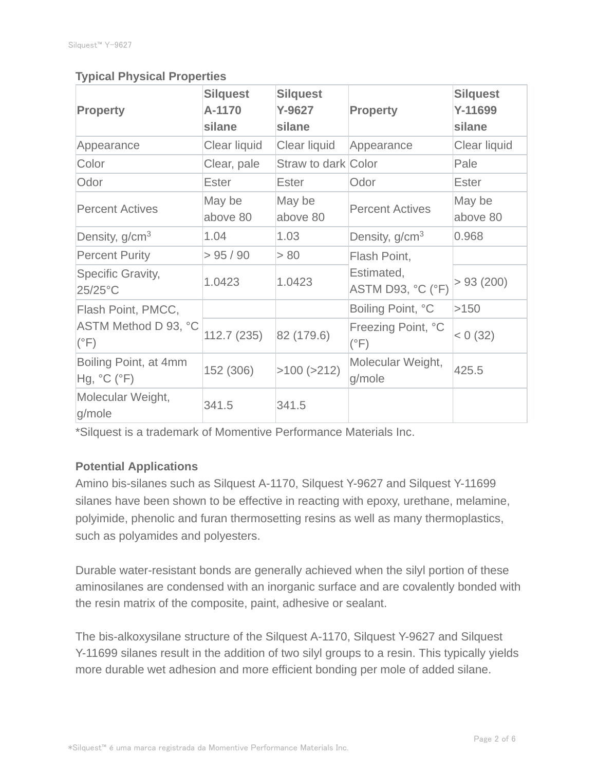**Typical Physical Properties**

| Property | Silquest A-1170 silane | Silquest Y-9627 silane | Property | Silquest Y-11699 silane |
|---|---|---|---|---|
| Appearance | Clear liquid | Clear liquid | Appearance | Clear liquid |
| Color | Clear, pale | Straw to dark | Color | Pale |
| Odor | Ester | Ester | Odor | Ester |
| Percent Actives | May be above 80 | May be above 80 | Percent Actives | May be above 80 |
| Density, g/cm$^3$ | 1.04 | 1.03 | Density, g/cm$^3$ | 0.968 |
| Percent Purity | > 95 / 90 | > 80 | Flash Point, Estimated, ASTM D93, °C (°F) | |
| Specific Gravity, 25/25°C | 1.0423 | 1.0423 | | > 93 (200) |
| Flash Point, PMCC, ASTM Method D 93, °C (°F) | | | Boiling Point, °C | >150 |
| | 112.7 (235) | 82 (179.6) | Freezing Point, °C (°F) | < 0 (32) |
| Boiling Point, at 4mm Hg, °C (°F) | 152 (306) | >100 (>212) | Molecular Weight, g/mole | 425.5 |
| Molecular Weight, g/mole | 341.5 | 341.5 | | |

*Silquest is a trademark of Momentive Performance Materials Inc.

**Potential Applications**

Amino bis-silanes such as Silquest A-1170, Silquest Y-9627 and Silquest Y-11699 silanes have been shown to be effective in reacting with epoxy, urethane, melamine, polyimide, phenolic and furan thermosetting resins as well as many thermoplastics, such as polyamides and polyesters.

Durable water-resistant bonds are generally achieved when the silyl portion of these aminosilanes are condensed with an inorganic surface and are covalently bonded with the resin matrix of the composite, paint, adhesive or sealant.

The bis-alkoxysilane structure of the Silquest A-1170, Silquest Y-9627 and Silquest Y-11699 silanes result in the addition of two silyl groups to a resin. This typically yields more durable wet adhesion and more efficient bonding per mole of added silane.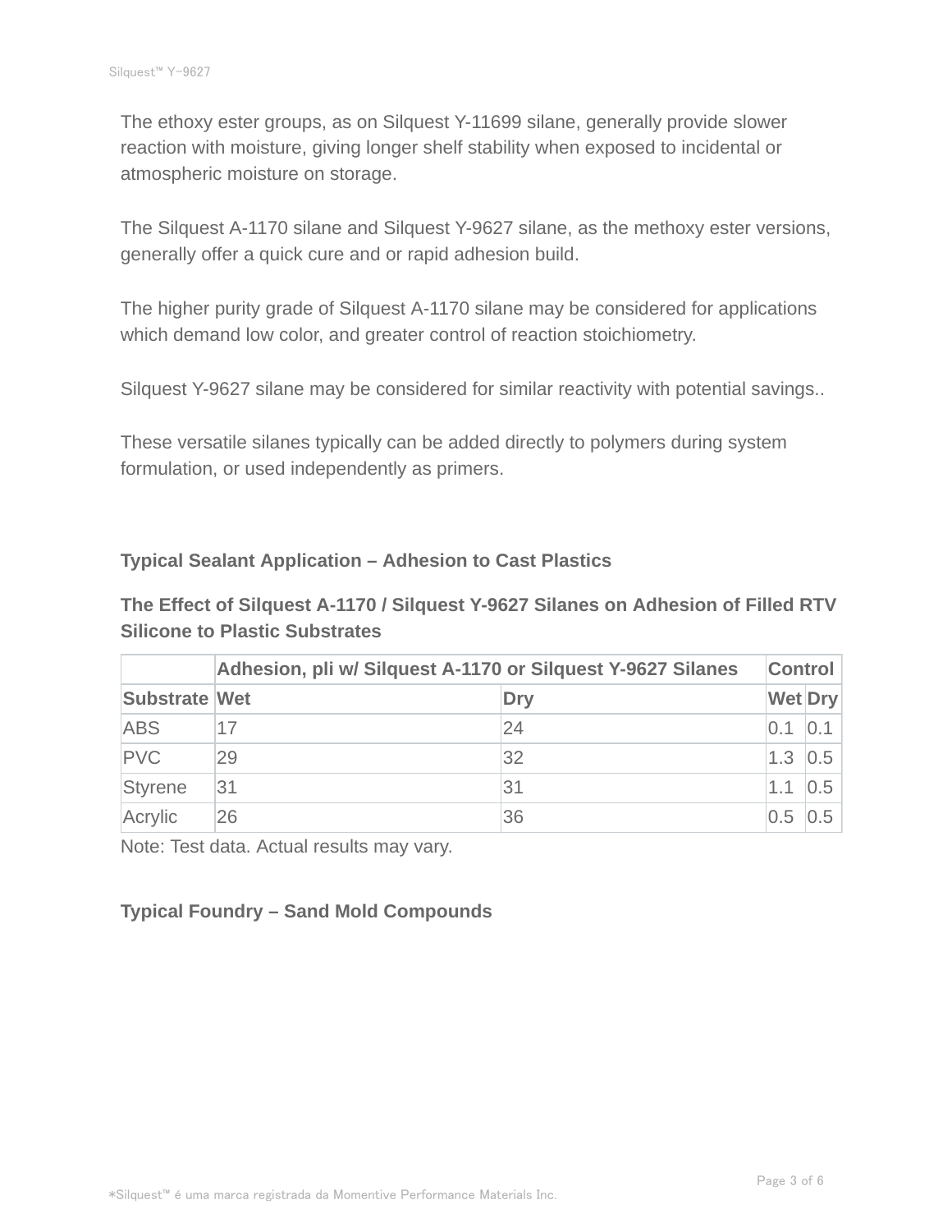The ethoxy ester groups, as on Silquest Y-11699 silane, generally provide slower reaction with moisture, giving longer shelf stability when exposed to incidental or atmospheric moisture on storage.

The Silquest A-1170 silane and Silquest Y-9627 silane, as the methoxy ester versions, generally offer a quick cure and or rapid adhesion build.

The higher purity grade of Silquest A-1170 silane may be considered for applications which demand low color, and greater control of reaction stoichiometry.

Silquest Y-9627 silane may be considered for similar reactivity with potential savings..

These versatile silanes typically can be added directly to polymers during system formulation, or used independently as primers.

### Typical Sealant Application – Adhesion to Cast Plastics

**The Effect of Silquest A-1170 / Silquest Y-9627 Silanes on Adhesion of Filled RTV Silicone to Plastic Substrates**

| | Adhesion, pli w/ Silquest A-1170 or Silquest Y-9627 Silanes | | Control | |
|---|---|---|---|---|
| **Substrate** | **Wet** | **Dry** | **Wet** | **Dry** |
| ABS | 17 | 24 | 0.1 | 0.1 |
| PVC | 29 | 32 | 1.3 | 0.5 |
| Styrene | 31 | 31 | 1.1 | 0.5 |
| Acrylic | 26 | 36 | 0.5 | 0.5 |

Note: Test data. Actual results may vary.

### Typical Foundry – Sand Mold Compounds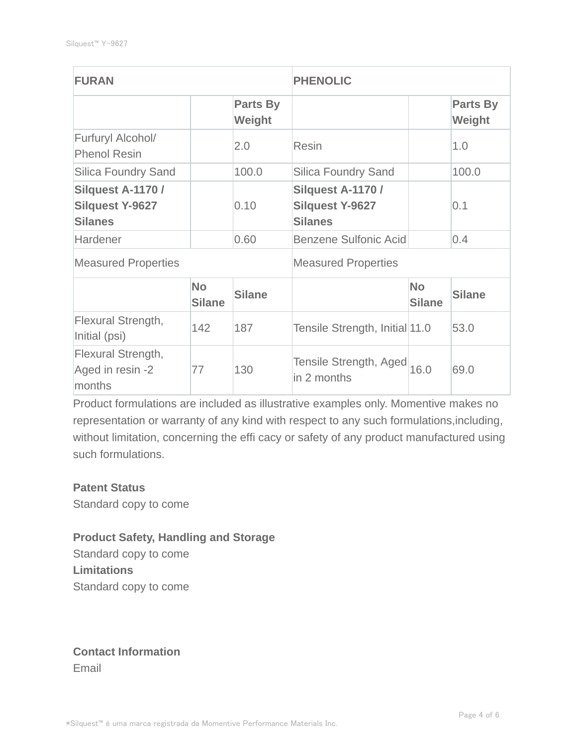| **FURAN** | | | **PHENOLIC** | | |
|---|---|---|---|---|---|
| | | **Parts By Weight** | | | **Parts By Weight** |
| Furfuryl Alcohol/ Phenol Resin | | 2.0 | Resin | | 1.0 |
| Silica Foundry Sand | | 100.0 | Silica Foundry Sand | | 100.0 |
| **Silquest A-1170 / Silquest Y-9627 Silanes** | | 0.10 | **Silquest A-1170 / Silquest Y-9627 Silanes** | | 0.1 |
| Hardener | | 0.60 | Benzene Sulfonic Acid | | 0.4 |
| Measured Properties | | | Measured Properties | | |
| | **No Silane** | **Silane** | | **No Silane** | **Silane** |
| Flexural Strength, Initial (psi) | 142 | 187 | Tensile Strength, Initial | 11.0 | 53.0 |
| Flexural Strength, Aged in resin -2 months | 77 | 130 | Tensile Strength, Aged in 2 months | 16.0 | 69.0 |

Product formulations are included as illustrative examples only. Momentive makes no representation or warranty of any kind with respect to any such formulations,including, without limitation, concerning the effi cacy or safety of any product manufactured using such formulations.

**Patent Status**

Standard copy to come

**Product Safety, Handling and Storage**

Standard copy to come

**Limitations**

Standard copy to come

**Contact Information**

Email

*Silquest™ é uma marca registrada da Momentive Performance Materials Inc.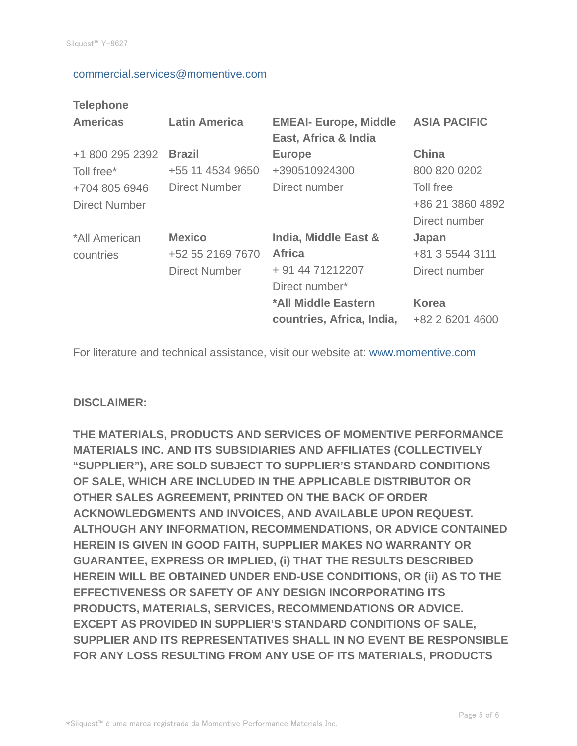commercial.services@momentive.com

**Telephone**

| **Americas** | **Latin America** | **EMEAI- Europe, Middle East, Africa & India** | **ASIA PACIFIC** |
|---|---|---|---|
| +1 800 295 2392<br>Toll free*<br>+704 805 6946<br>Direct Number | **Brazil**<br>+55 11 4534 9650<br>Direct Number | **Europe**<br>+390510924300<br>Direct number | **China**<br>800 820 0202<br>Toll free<br>+86 21 3860 4892<br>Direct number |
| *All American countries | **Mexico**<br>+52 55 2169 7670<br>Direct Number | **India, Middle East & Africa**<br>+ 91 44 71212207<br>Direct number* | **Japan**<br>+81 3 5544 3111<br>Direct number |
| | | ***All Middle Eastern countries, Africa, India,** | **Korea**<br>+82 2 6201 4600 |

For literature and technical assistance, visit our website at: www.momentive.com

**DISCLAIMER:**

**THE MATERIALS, PRODUCTS AND SERVICES OF MOMENTIVE PERFORMANCE MATERIALS INC. AND ITS SUBSIDIARIES AND AFFILIATES (COLLECTIVELY "SUPPLIER"), ARE SOLD SUBJECT TO SUPPLIER'S STANDARD CONDITIONS OF SALE, WHICH ARE INCLUDED IN THE APPLICABLE DISTRIBUTOR OR OTHER SALES AGREEMENT, PRINTED ON THE BACK OF ORDER ACKNOWLEDGMENTS AND INVOICES, AND AVAILABLE UPON REQUEST. ALTHOUGH ANY INFORMATION, RECOMMENDATIONS, OR ADVICE CONTAINED HEREIN IS GIVEN IN GOOD FAITH, SUPPLIER MAKES NO WARRANTY OR GUARANTEE, EXPRESS OR IMPLIED, (i) THAT THE RESULTS DESCRIBED HEREIN WILL BE OBTAINED UNDER END-USE CONDITIONS, OR (ii) AS TO THE EFFECTIVENESS OR SAFETY OF ANY DESIGN INCORPORATING ITS PRODUCTS, MATERIALS, SERVICES, RECOMMENDATIONS OR ADVICE. EXCEPT AS PROVIDED IN SUPPLIER'S STANDARD CONDITIONS OF SALE, SUPPLIER AND ITS REPRESENTATIVES SHALL IN NO EVENT BE RESPONSIBLE FOR ANY LOSS RESULTING FROM ANY USE OF ITS MATERIALS, PRODUCTS**

*Silquest™ é uma marca registrada da Momentive Performance Materials Inc.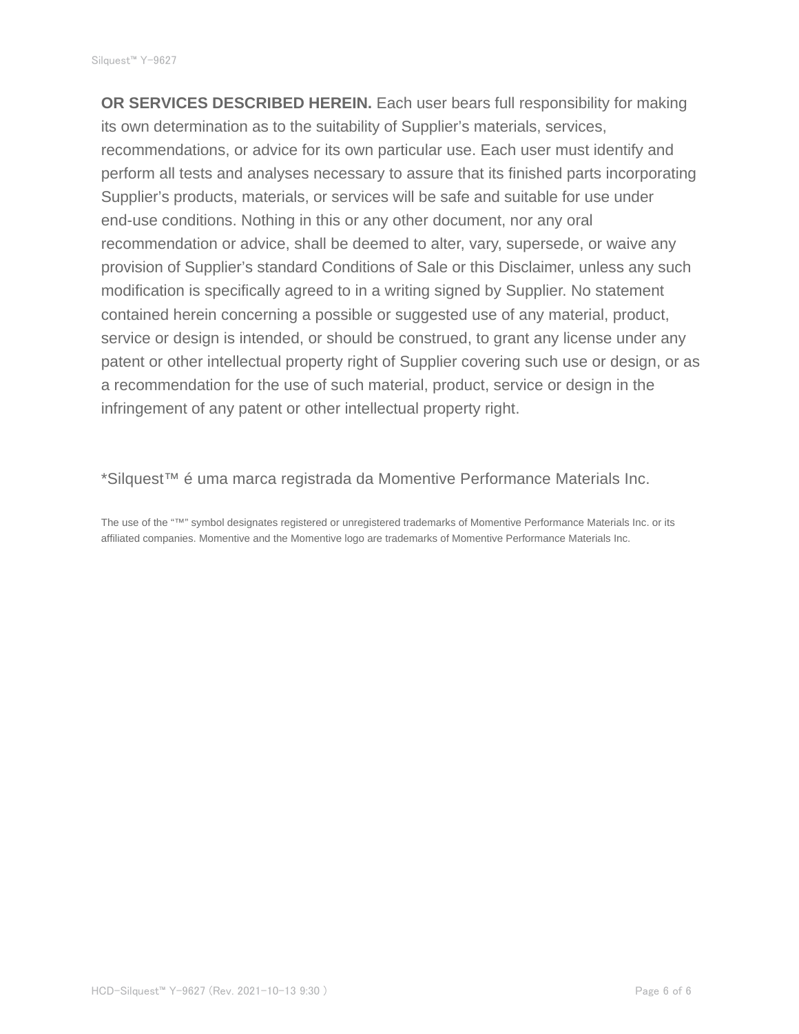**OR SERVICES DESCRIBED HEREIN.** Each user bears full responsibility for making its own determination as to the suitability of Supplier's materials, services, recommendations, or advice for its own particular use. Each user must identify and perform all tests and analyses necessary to assure that its finished parts incorporating Supplier's products, materials, or services will be safe and suitable for use under end-use conditions. Nothing in this or any other document, nor any oral recommendation or advice, shall be deemed to alter, vary, supersede, or waive any provision of Supplier's standard Conditions of Sale or this Disclaimer, unless any such modification is specifically agreed to in a writing signed by Supplier. No statement contained herein concerning a possible or suggested use of any material, product, service or design is intended, or should be construed, to grant any license under any patent or other intellectual property right of Supplier covering such use or design, or as a recommendation for the use of such material, product, service or design in the infringement of any patent or other intellectual property right.

*Silquest™ é uma marca registrada da Momentive Performance Materials Inc.

The use of the "™" symbol designates registered or unregistered trademarks of Momentive Performance Materials Inc. or its affiliated companies. Momentive and the Momentive logo are trademarks of Momentive Performance Materials Inc.